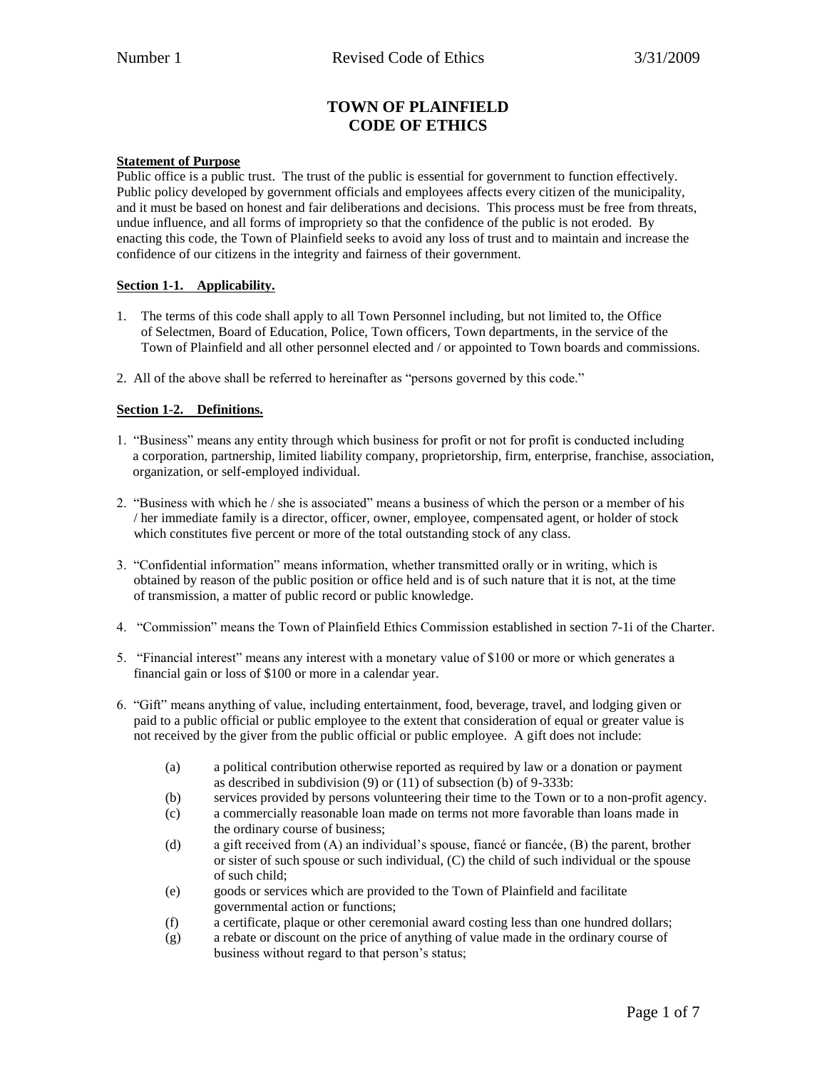# TOWN OF PLAINFIELD
# CODE OF ETHICS

**Statement of Purpose**

Public office is a public trust. The trust of the public is essential for government to function effectively. Public policy developed by government officials and employees affects every citizen of the municipality, and it must be based on honest and fair deliberations and decisions. This process must be free from threats, undue influence, and all forms of impropriety so that the confidence of the public is not eroded. By enacting this code, the Town of Plainfield seeks to avoid any loss of trust and to maintain and increase the confidence of our citizens in the integrity and fairness of their government.

**Section 1-1. Applicability.**

1. The terms of this code shall apply to all Town Personnel including, but not limited to, the Office of Selectmen, Board of Education, Police, Town officers, Town departments, in the service of the Town of Plainfield and all other personnel elected and / or appointed to Town boards and commissions.
2. All of the above shall be referred to hereinafter as "persons governed by this code."

**Section 1-2. Definitions.**

1. "Business" means any entity through which business for profit or not for profit is conducted including a corporation, partnership, limited liability company, proprietorship, firm, enterprise, franchise, association, organization, or self-employed individual.
2. "Business with which he / she is associated" means a business of which the person or a member of his / her immediate family is a director, officer, owner, employee, compensated agent, or holder of stock which constitutes five percent or more of the total outstanding stock of any class.
3. "Confidential information" means information, whether transmitted orally or in writing, which is obtained by reason of the public position or office held and is of such nature that it is not, at the time of transmission, a matter of public record or public knowledge.
4. "Commission" means the Town of Plainfield Ethics Commission established in section 7-1i of the Charter.
5. "Financial interest" means any interest with a monetary value of $100 or more or which generates a financial gain or loss of $100 or more in a calendar year.
6. "Gift" means anything of value, including entertainment, food, beverage, travel, and lodging given or paid to a public official or public employee to the extent that consideration of equal or greater value is not received by the giver from the public official or public employee. A gift does not include:
   - (a) a political contribution otherwise reported as required by law or a donation or payment as described in subdivision (9) or (11) of subsection (b) of 9-333b:
   - (b) services provided by persons volunteering their time to the Town or to a non-profit agency.
   - (c) a commercially reasonable loan made on terms not more favorable than loans made in the ordinary course of business;
   - (d) a gift received from (A) an individual's spouse, fiancé or fiancée, (B) the parent, brother or sister of such spouse or such individual, (C) the child of such individual or the spouse of such child;
   - (e) goods or services which are provided to the Town of Plainfield and facilitate governmental action or functions;
   - (f) a certificate, plaque or other ceremonial award costing less than one hundred dollars;
   - (g) a rebate or discount on the price of anything of value made in the ordinary course of business without regard to that person's status;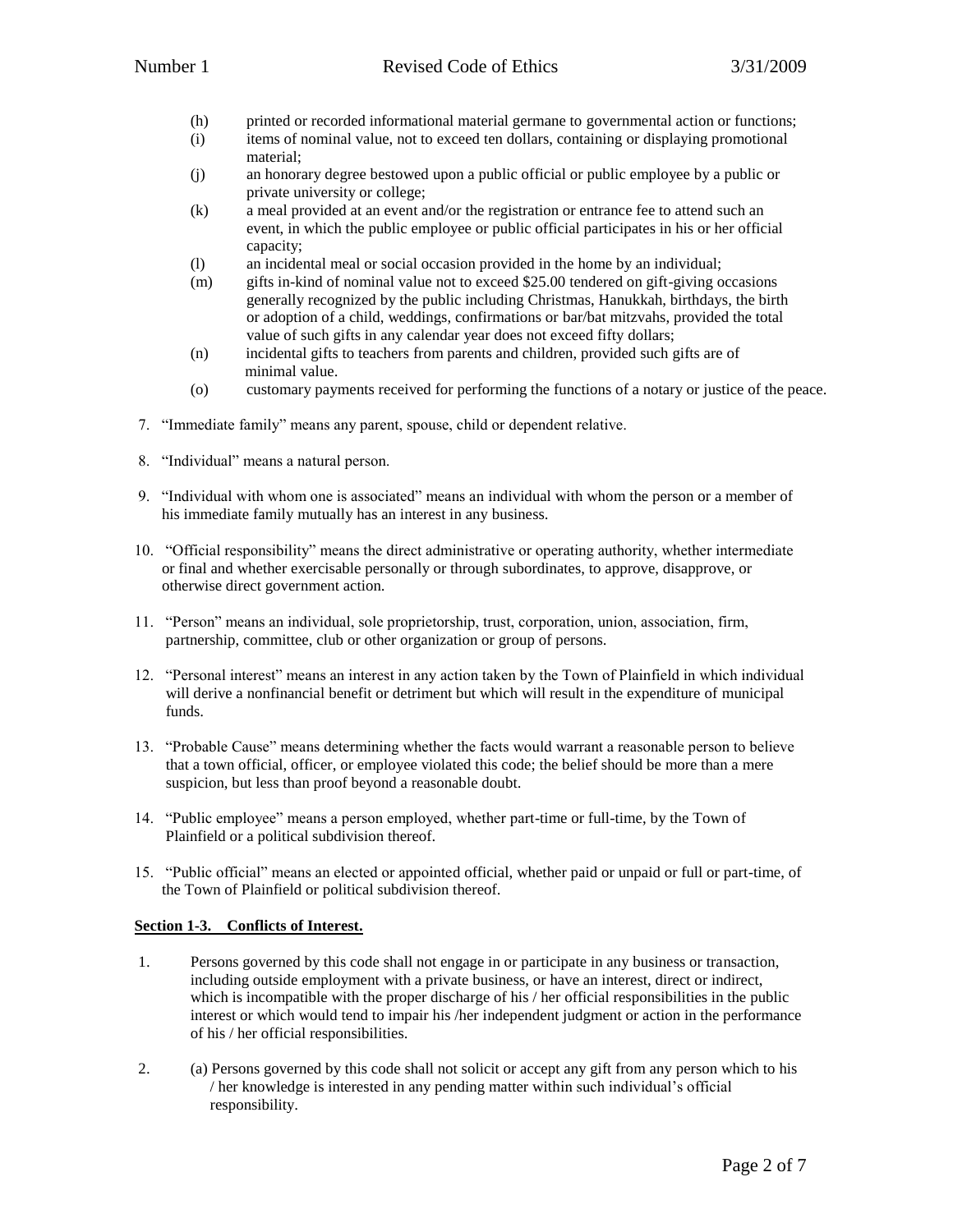(h) printed or recorded informational material germane to governmental action or functions;
(i) items of nominal value, not to exceed ten dollars, containing or displaying promotional material;
(j) an honorary degree bestowed upon a public official or public employee by a public or private university or college;
(k) a meal provided at an event and/or the registration or entrance fee to attend such an event, in which the public employee or public official participates in his or her official capacity;
(l) an incidental meal or social occasion provided in the home by an individual;
(m) gifts in-kind of nominal value not to exceed $25.00 tendered on gift-giving occasions generally recognized by the public including Christmas, Hanukkah, birthdays, the birth or adoption of a child, weddings, confirmations or bar/bat mitzvahs, provided the total value of such gifts in any calendar year does not exceed fifty dollars;
(n) incidental gifts to teachers from parents and children, provided such gifts are of minimal value.
(o) customary payments received for performing the functions of a notary or justice of the peace.

7. "Immediate family" means any parent, spouse, child or dependent relative.

8. "Individual" means a natural person.

9. "Individual with whom one is associated" means an individual with whom the person or a member of his immediate family mutually has an interest in any business.

10. "Official responsibility" means the direct administrative or operating authority, whether intermediate or final and whether exercisable personally or through subordinates, to approve, disapprove, or otherwise direct government action.

11. "Person" means an individual, sole proprietorship, trust, corporation, union, association, firm, partnership, committee, club or other organization or group of persons.

12. "Personal interest" means an interest in any action taken by the Town of Plainfield in which individual will derive a nonfinancial benefit or detriment but which will result in the expenditure of municipal funds.

13. "Probable Cause" means determining whether the facts would warrant a reasonable person to believe that a town official, officer, or employee violated this code; the belief should be more than a mere suspicion, but less than proof beyond a reasonable doubt.

14. "Public employee" means a person employed, whether part-time or full-time, by the Town of Plainfield or a political subdivision thereof.

15. "Public official" means an elected or appointed official, whether paid or unpaid or full or part-time, of the Town of Plainfield or political subdivision thereof.

**Section 1-3. Conflicts of Interest.**

1. Persons governed by this code shall not engage in or participate in any business or transaction, including outside employment with a private business, or have an interest, direct or indirect, which is incompatible with the proper discharge of his / her official responsibilities in the public interest or which would tend to impair his /her independent judgment or action in the performance of his / her official responsibilities.

2. (a) Persons governed by this code shall not solicit or accept any gift from any person which to his / her knowledge is interested in any pending matter within such individual's official responsibility.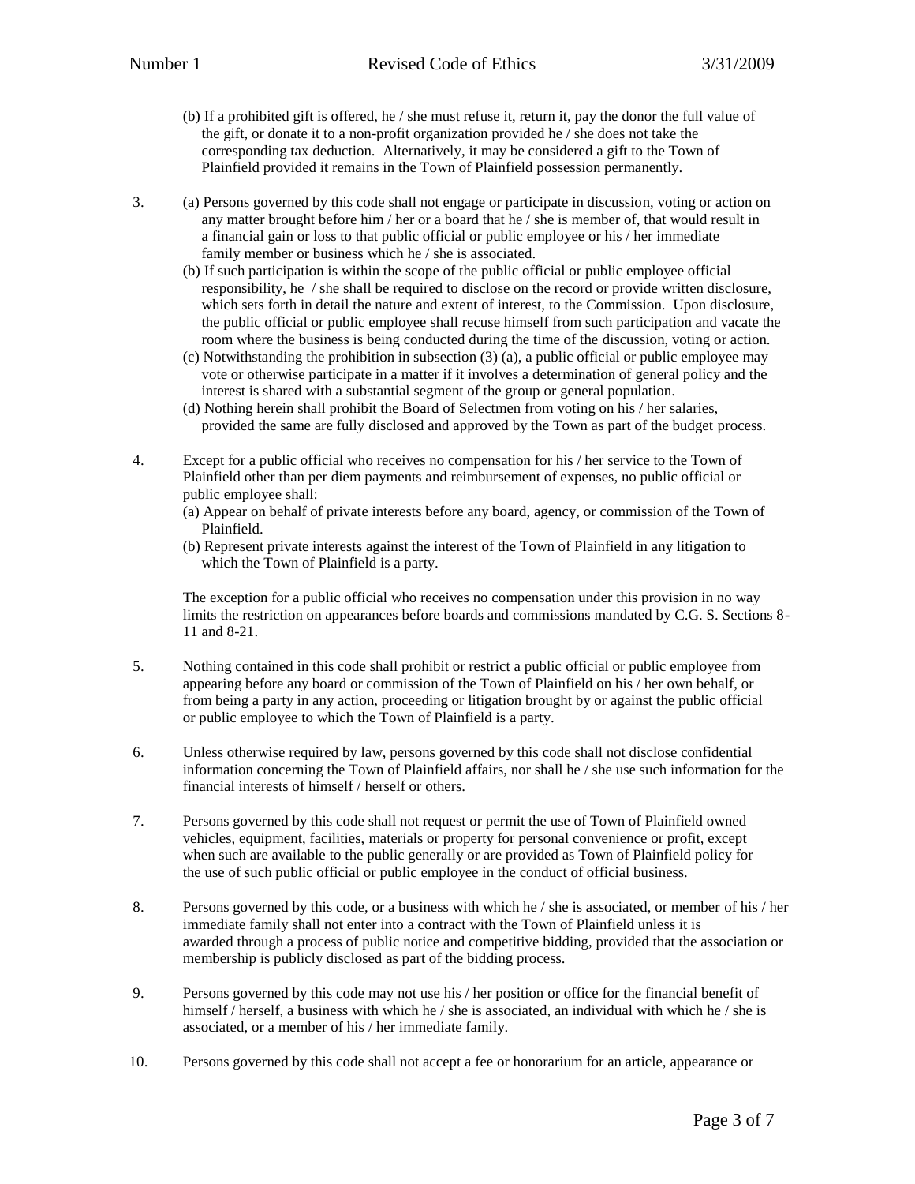(b) If a prohibited gift is offered, he / she must refuse it, return it, pay the donor the full value of the gift, or donate it to a non-profit organization provided he / she does not take the corresponding tax deduction. Alternatively, it may be considered a gift to the Town of Plainfield provided it remains in the Town of Plainfield possession permanently.

3. (a) Persons governed by this code shall not engage or participate in discussion, voting or action on any matter brought before him / her or a board that he / she is member of, that would result in a financial gain or loss to that public official or public employee or his / her immediate family member or business which he / she is associated.

   (b) If such participation is within the scope of the public official or public employee official responsibility, he / she shall be required to disclose on the record or provide written disclosure, which sets forth in detail the nature and extent of interest, to the Commission. Upon disclosure, the public official or public employee shall recuse himself from such participation and vacate the room where the business is being conducted during the time of the discussion, voting or action.

   (c) Notwithstanding the prohibition in subsection (3) (a), a public official or public employee may vote or otherwise participate in a matter if it involves a determination of general policy and the interest is shared with a substantial segment of the group or general population.

   (d) Nothing herein shall prohibit the Board of Selectmen from voting on his / her salaries, provided the same are fully disclosed and approved by the Town as part of the budget process.

4. Except for a public official who receives no compensation for his / her service to the Town of Plainfield other than per diem payments and reimbursement of expenses, no public official or public employee shall:

   (a) Appear on behalf of private interests before any board, agency, or commission of the Town of Plainfield.

   (b) Represent private interests against the interest of the Town of Plainfield in any litigation to which the Town of Plainfield is a party.

   The exception for a public official who receives no compensation under this provision in no way limits the restriction on appearances before boards and commissions mandated by C.G. S. Sections 8-11 and 8-21.

5. Nothing contained in this code shall prohibit or restrict a public official or public employee from appearing before any board or commission of the Town of Plainfield on his / her own behalf, or from being a party in any action, proceeding or litigation brought by or against the public official or public employee to which the Town of Plainfield is a party.

6. Unless otherwise required by law, persons governed by this code shall not disclose confidential information concerning the Town of Plainfield affairs, nor shall he / she use such information for the financial interests of himself / herself or others.

7. Persons governed by this code shall not request or permit the use of Town of Plainfield owned vehicles, equipment, facilities, materials or property for personal convenience or profit, except when such are available to the public generally or are provided as Town of Plainfield policy for the use of such public official or public employee in the conduct of official business.

8. Persons governed by this code, or a business with which he / she is associated, or member of his / her immediate family shall not enter into a contract with the Town of Plainfield unless it is awarded through a process of public notice and competitive bidding, provided that the association or membership is publicly disclosed as part of the bidding process.

9. Persons governed by this code may not use his / her position or office for the financial benefit of himself / herself, a business with which he / she is associated, an individual with which he / she is associated, or a member of his / her immediate family.

10. Persons governed by this code shall not accept a fee or honorarium for an article, appearance or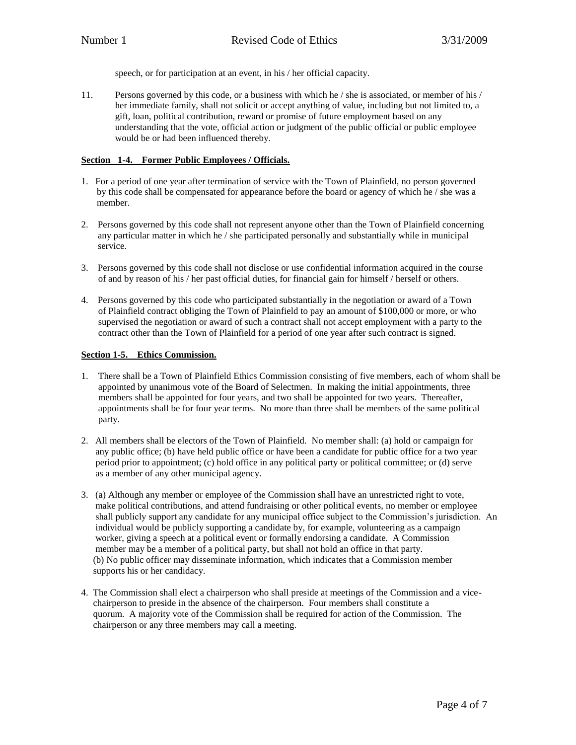speech, or for participation at an event, in his / her official capacity.

11. Persons governed by this code, or a business with which he / she is associated, or member of his / her immediate family, shall not solicit or accept anything of value, including but not limited to, a gift, loan, political contribution, reward or promise of future employment based on any understanding that the vote, official action or judgment of the public official or public employee would be or had been influenced thereby.

**Section 1-4. Former Public Employees / Officials.**

1. For a period of one year after termination of service with the Town of Plainfield, no person governed by this code shall be compensated for appearance before the board or agency of which he / she was a member.

2. Persons governed by this code shall not represent anyone other than the Town of Plainfield concerning any particular matter in which he / she participated personally and substantially while in municipal service.

3. Persons governed by this code shall not disclose or use confidential information acquired in the course of and by reason of his / her past official duties, for financial gain for himself / herself or others.

4. Persons governed by this code who participated substantially in the negotiation or award of a Town of Plainfield contract obliging the Town of Plainfield to pay an amount of $100,000 or more, or who supervised the negotiation or award of such a contract shall not accept employment with a party to the contract other than the Town of Plainfield for a period of one year after such contract is signed.

**Section 1-5. Ethics Commission.**

1. There shall be a Town of Plainfield Ethics Commission consisting of five members, each of whom shall be appointed by unanimous vote of the Board of Selectmen. In making the initial appointments, three members shall be appointed for four years, and two shall be appointed for two years. Thereafter, appointments shall be for four year terms. No more than three shall be members of the same political party.

2. All members shall be electors of the Town of Plainfield. No member shall: (a) hold or campaign for any public office; (b) have held public office or have been a candidate for public office for a two year period prior to appointment; (c) hold office in any political party or political committee; or (d) serve as a member of any other municipal agency.

3. (a) Although any member or employee of the Commission shall have an unrestricted right to vote, make political contributions, and attend fundraising or other political events, no member or employee shall publicly support any candidate for any municipal office subject to the Commission's jurisdiction. An individual would be publicly supporting a candidate by, for example, volunteering as a campaign worker, giving a speech at a political event or formally endorsing a candidate. A Commission member may be a member of a political party, but shall not hold an office in that party.
(b) No public officer may disseminate information, which indicates that a Commission member supports his or her candidacy.

4. The Commission shall elect a chairperson who shall preside at meetings of the Commission and a vice-chairperson to preside in the absence of the chairperson. Four members shall constitute a quorum. A majority vote of the Commission shall be required for action of the Commission. The chairperson or any three members may call a meeting.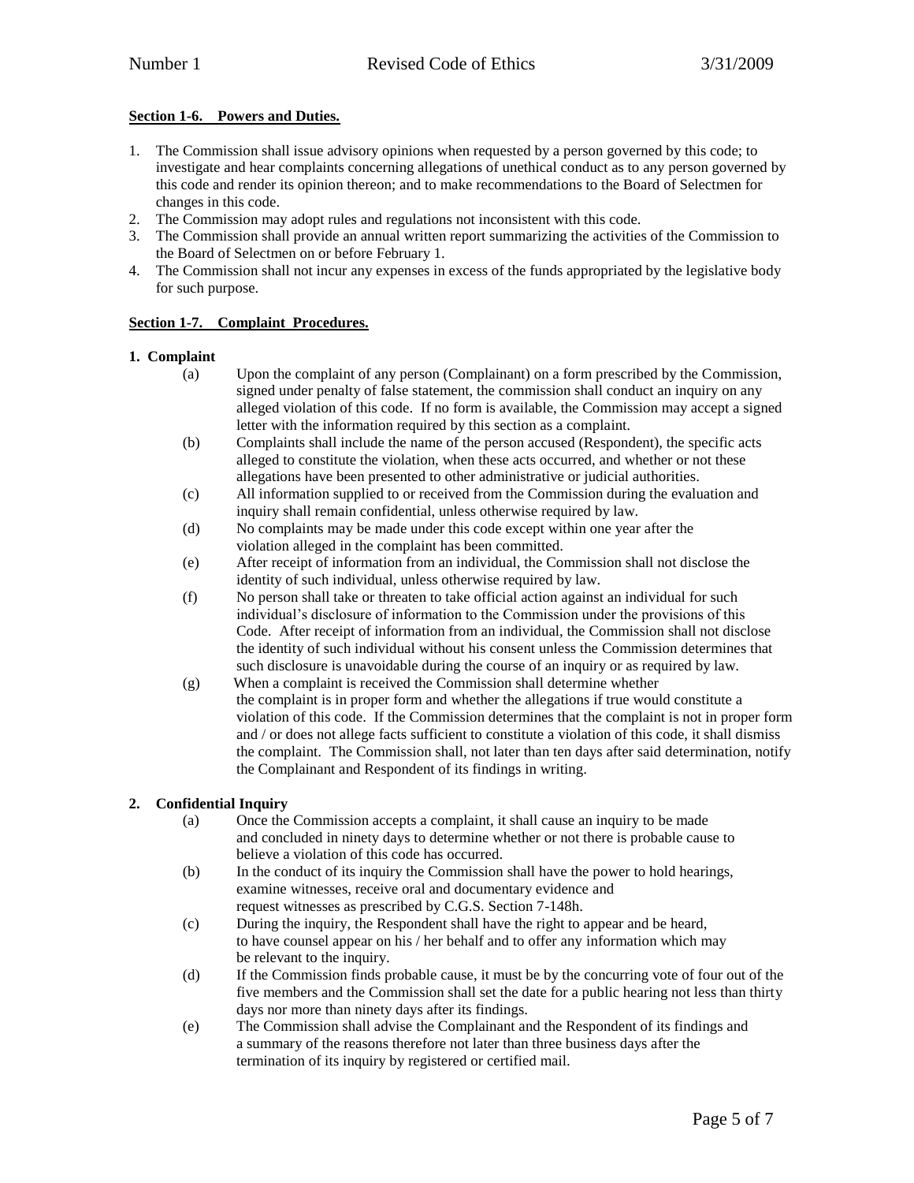**Section 1-6. Powers and Duties.**

1. The Commission shall issue advisory opinions when requested by a person governed by this code; to investigate and hear complaints concerning allegations of unethical conduct as to any person governed by this code and render its opinion thereon; and to make recommendations to the Board of Selectmen for changes in this code.
2. The Commission may adopt rules and regulations not inconsistent with this code.
3. The Commission shall provide an annual written report summarizing the activities of the Commission to the Board of Selectmen on or before February 1.
4. The Commission shall not incur any expenses in excess of the funds appropriated by the legislative body for such purpose.

**Section 1-7. Complaint Procedures.**

**1. Complaint**

(a) Upon the complaint of any person (Complainant) on a form prescribed by the Commission, signed under penalty of false statement, the commission shall conduct an inquiry on any alleged violation of this code. If no form is available, the Commission may accept a signed letter with the information required by this section as a complaint.

(b) Complaints shall include the name of the person accused (Respondent), the specific acts alleged to constitute the violation, when these acts occurred, and whether or not these allegations have been presented to other administrative or judicial authorities.

(c) All information supplied to or received from the Commission during the evaluation and inquiry shall remain confidential, unless otherwise required by law.

(d) No complaints may be made under this code except within one year after the violation alleged in the complaint has been committed.

(e) After receipt of information from an individual, the Commission shall not disclose the identity of such individual, unless otherwise required by law.

(f) No person shall take or threaten to take official action against an individual for such individual's disclosure of information to the Commission under the provisions of this Code. After receipt of information from an individual, the Commission shall not disclose the identity of such individual without his consent unless the Commission determines that such disclosure is unavoidable during the course of an inquiry or as required by law.

(g) When a complaint is received the Commission shall determine whether the complaint is in proper form and whether the allegations if true would constitute a violation of this code. If the Commission determines that the complaint is not in proper form and / or does not allege facts sufficient to constitute a violation of this code, it shall dismiss the complaint. The Commission shall, not later than ten days after said determination, notify the Complainant and Respondent of its findings in writing.

**2. Confidential Inquiry**

(a) Once the Commission accepts a complaint, it shall cause an inquiry to be made and concluded in ninety days to determine whether or not there is probable cause to believe a violation of this code has occurred.

(b) In the conduct of its inquiry the Commission shall have the power to hold hearings, examine witnesses, receive oral and documentary evidence and request witnesses as prescribed by C.G.S. Section 7-148h.

(c) During the inquiry, the Respondent shall have the right to appear and be heard, to have counsel appear on his / her behalf and to offer any information which may be relevant to the inquiry.

(d) If the Commission finds probable cause, it must be by the concurring vote of four out of the five members and the Commission shall set the date for a public hearing not less than thirty days nor more than ninety days after its findings.

(e) The Commission shall advise the Complainant and the Respondent of its findings and a summary of the reasons therefore not later than three business days after the termination of its inquiry by registered or certified mail.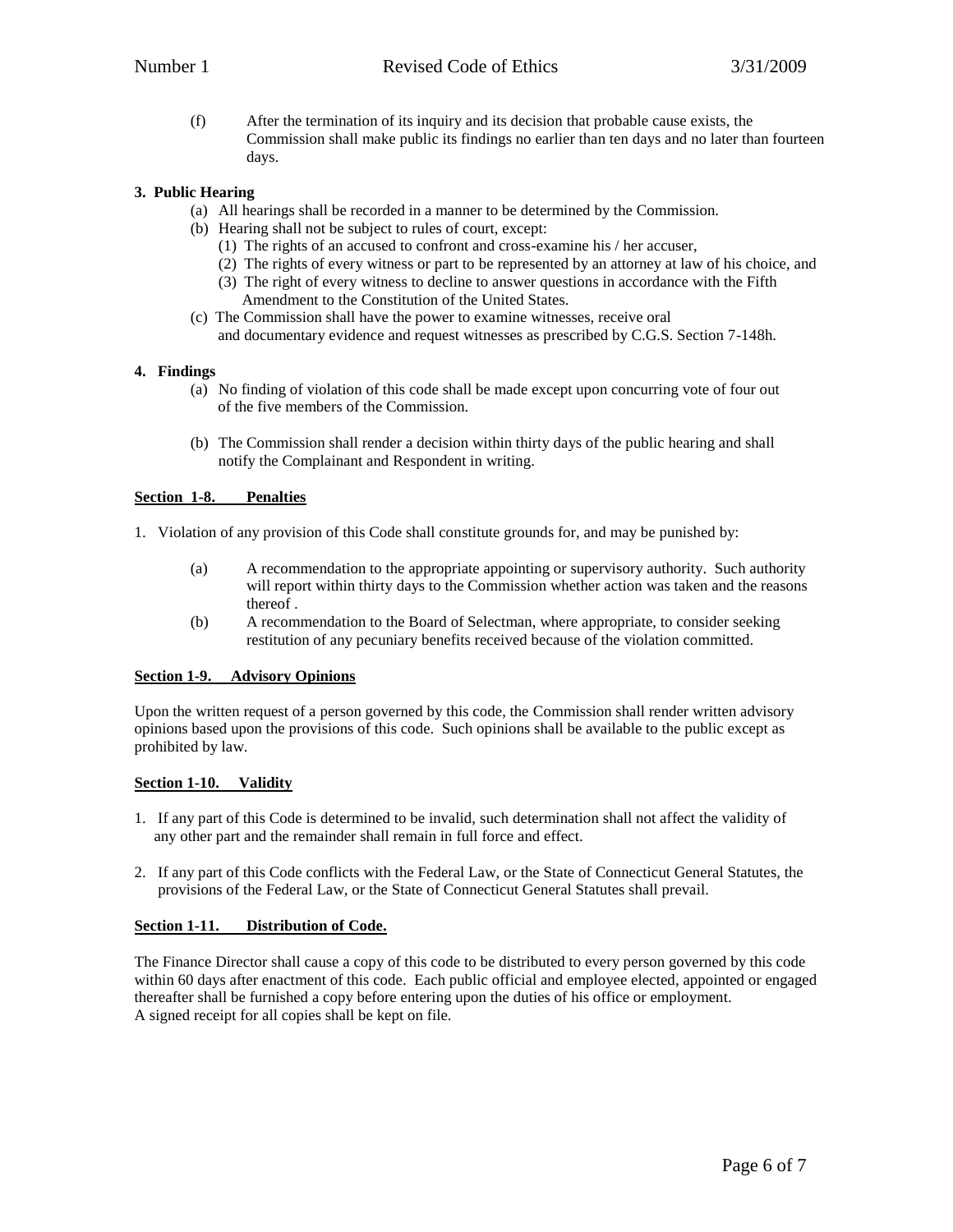(f) After the termination of its inquiry and its decision that probable cause exists, the Commission shall make public its findings no earlier than ten days and no later than fourteen days.

**3. Public Hearing**

(a) All hearings shall be recorded in a manner to be determined by the Commission.

(b) Hearing shall not be subject to rules of court, except:

(1) The rights of an accused to confront and cross-examine his / her accuser,

(2) The rights of every witness or part to be represented by an attorney at law of his choice, and

(3) The right of every witness to decline to answer questions in accordance with the Fifth Amendment to the Constitution of the United States.

(c) The Commission shall have the power to examine witnesses, receive oral and documentary evidence and request witnesses as prescribed by C.G.S. Section 7-148h.

**4. Findings**

(a) No finding of violation of this code shall be made except upon concurring vote of four out of the five members of the Commission.

(b) The Commission shall render a decision within thirty days of the public hearing and shall notify the Complainant and Respondent in writing.

**Section 1-8. Penalties**

1. Violation of any provision of this Code shall constitute grounds for, and may be punished by:

(a) A recommendation to the appropriate appointing or supervisory authority. Such authority will report within thirty days to the Commission whether action was taken and the reasons thereof .

(b) A recommendation to the Board of Selectman, where appropriate, to consider seeking restitution of any pecuniary benefits received because of the violation committed.

**Section 1-9. Advisory Opinions**

Upon the written request of a person governed by this code, the Commission shall render written advisory opinions based upon the provisions of this code. Such opinions shall be available to the public except as prohibited by law.

**Section 1-10. Validity**

1. If any part of this Code is determined to be invalid, such determination shall not affect the validity of any other part and the remainder shall remain in full force and effect.

2. If any part of this Code conflicts with the Federal Law, or the State of Connecticut General Statutes, the provisions of the Federal Law, or the State of Connecticut General Statutes shall prevail.

**Section 1-11. Distribution of Code.**

The Finance Director shall cause a copy of this code to be distributed to every person governed by this code within 60 days after enactment of this code. Each public official and employee elected, appointed or engaged thereafter shall be furnished a copy before entering upon the duties of his office or employment.
A signed receipt for all copies shall be kept on file.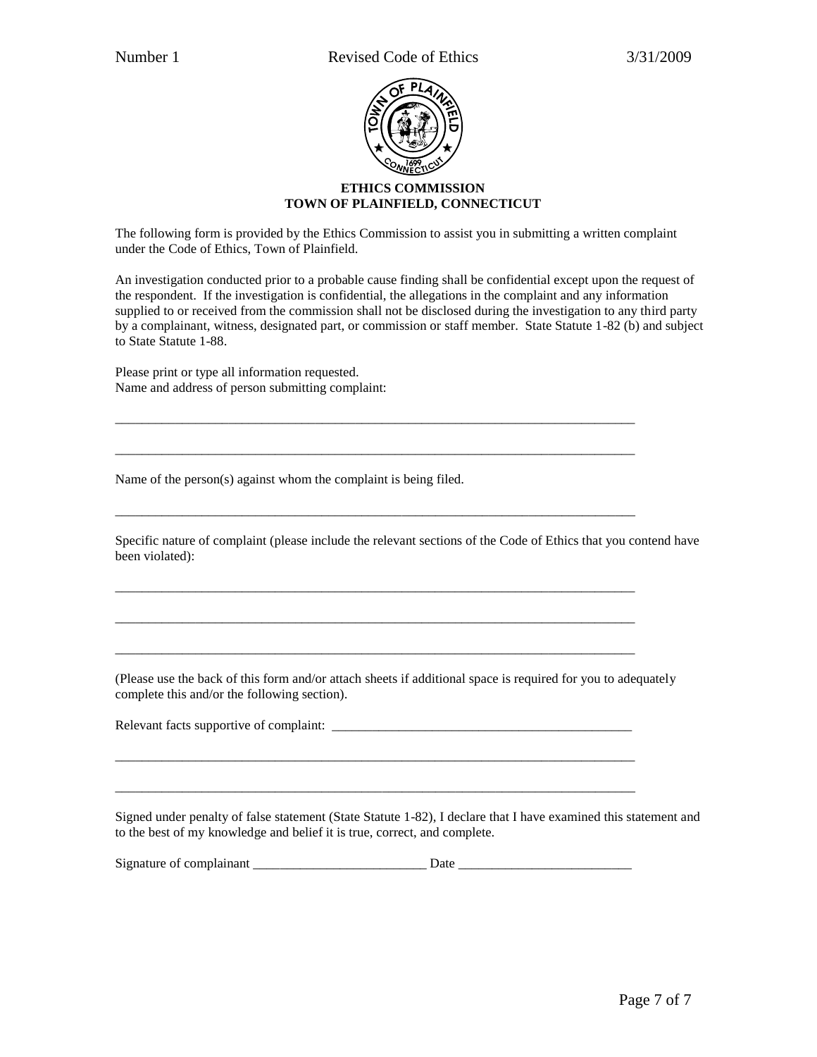**ETHICS COMMISSION**
**TOWN OF PLAINFIELD, CONNECTICUT**

The following form is provided by the Ethics Commission to assist you in submitting a written complaint under the Code of Ethics, Town of Plainfield.

An investigation conducted prior to a probable cause finding shall be confidential except upon the request of the respondent. If the investigation is confidential, the allegations in the complaint and any information supplied to or received from the commission shall not be disclosed during the investigation to any third party by a complainant, witness, designated part, or commission or staff member. State Statute 1-82 (b) and subject to State Statute 1-88.

Please print or type all information requested.
Name and address of person submitting complaint:

_______________________________________________________________________________

_______________________________________________________________________________

Name of the person(s) against whom the complaint is being filed.

_______________________________________________________________________________

Specific nature of complaint (please include the relevant sections of the Code of Ethics that you contend have been violated):

_______________________________________________________________________________

_______________________________________________________________________________

_______________________________________________________________________________

(Please use the back of this form and/or attach sheets if additional space is required for you to adequately complete this and/or the following section).

Relevant facts supportive of complaint: _______________________________________________

_______________________________________________________________________________

_______________________________________________________________________________

Signed under penalty of false statement (State Statute 1-82), I declare that I have examined this statement and to the best of my knowledge and belief it is true, correct, and complete.

Signature of complainant __________________________ Date __________________________